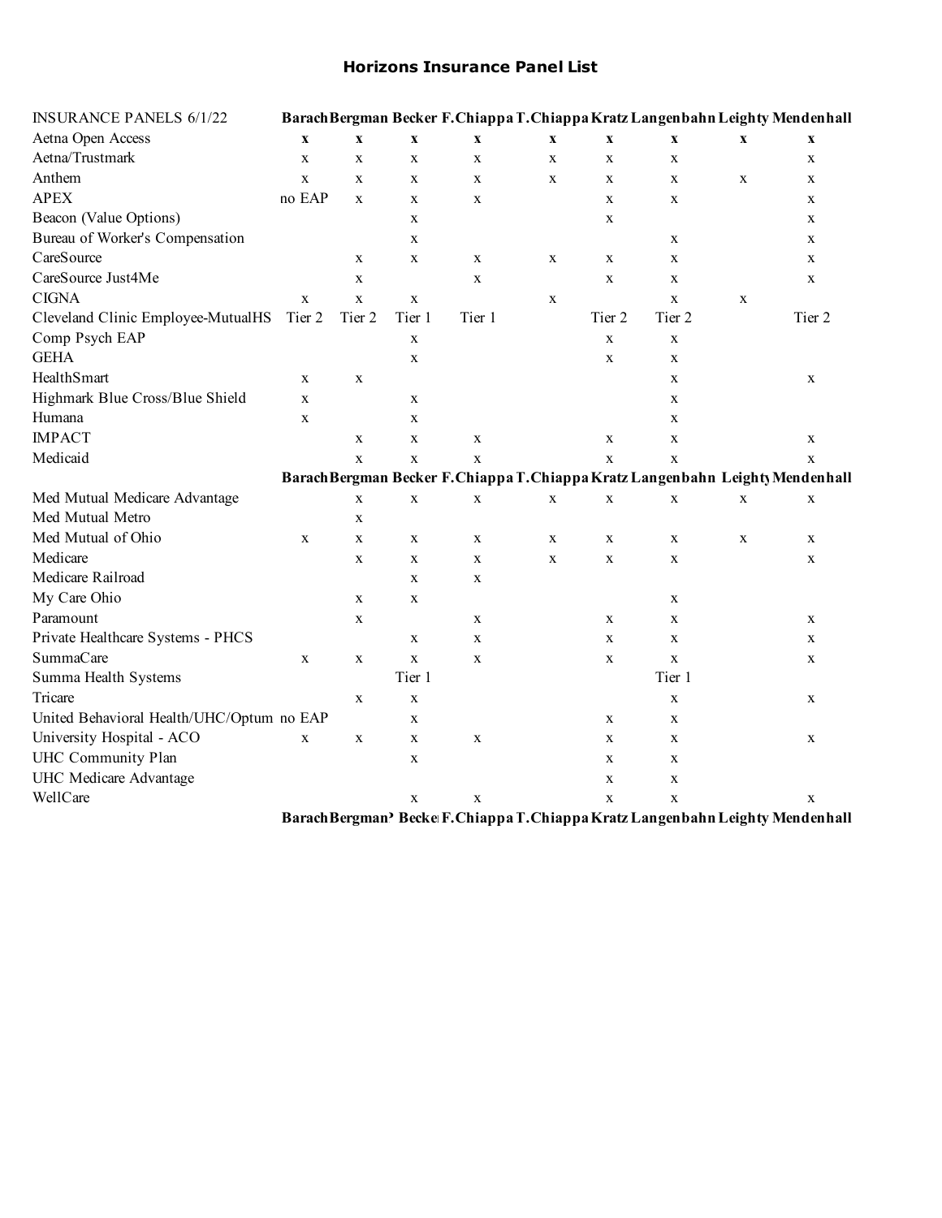# Horizons Insurance Panel List

| INSURANCE PANELS 6/1/22 | **Barach** | **Bergman** | **Becker** | **F.Chiappa** | **T.Chiappa** | **Kratz** | **Langenbahn** | **Leighty** | **Mendenhall** |
|---|---|---|---|---|---|---|---|---|---|
| Aetna Open Access | **x** | **x** | **x** | **x** | **x** | **x** | **x** | **x** | **x** |
| Aetna/Trustmark | x | x | x | x | x | x | x | | x |
| Anthem | x | x | x | x | x | x | x | x | x |
| APEX | no EAP | x | x | x | | x | x | | x |
| Beacon (Value Options) | | | x | | | x | | | x |
| Bureau of Worker's Compensation | | | x | | | | x | | x |
| CareSource | | x | x | x | x | x | x | | x |
| CareSource Just4Me | | x | | x | | x | x | | x |
| CIGNA | x | x | x | | x | | x | x | |
| Cleveland Clinic Employee-MutualHS | Tier 2 | Tier 2 | Tier 1 | Tier 1 | | Tier 2 | Tier 2 | | Tier 2 |
| Comp Psych EAP | | | x | | | x | x | | |
| GEHA | | | x | | | x | x | | |
| HealthSmart | x | x | | | | | x | | x |
| Highmark Blue Cross/Blue Shield | x | | x | | | | x | | |
| Humana | x | | x | | | | x | | |
| IMPACT | | x | x | x | | x | x | | x |
| Medicaid | | x | x | x | | x | x | | x |
| | **Barach** | **Bergman** | **Becker** | **F.Chiappa** | **T.Chiappa** | **Kratz** | **Langenbahn** | **Leighty** | **Mendenhall** |
| Med Mutual Medicare Advantage | | x | x | x | x | x | x | x | x |
| Med Mutual Metro | | x | | | | | | | |
| Med Mutual of Ohio | x | x | x | x | x | x | x | x | x |
| Medicare | | x | x | x | x | x | x | | x |
| Medicare Railroad | | | x | x | | | | | |
| My Care Ohio | | x | x | | | | x | | |
| Paramount | | x | | x | | x | x | | x |
| Private Healthcare Systems - PHCS | | | x | x | | x | x | | x |
| SummaCare | x | x | x | x | | x | x | | x |
| Summa Health Systems | | | Tier 1 | | | | Tier 1 | | |
| Tricare | | x | x | | | | x | | x |
| United Behavioral Health/UHC/Optum | no EAP | | x | | | x | x | | |
| University Hospital - ACO | x | x | x | x | | x | x | | x |
| UHC Community Plan | | | x | | | x | x | | |
| UHC Medicare Advantage | | | | | | x | x | | |
| WellCare | | | x | x | | x | x | | x |
| | **Barach** | **Bergman'** | **Becke** | **F.Chiappa** | **T.Chiappa** | **Kratz** | **Langenbahn** | **Leighty** | **Mendenhall** |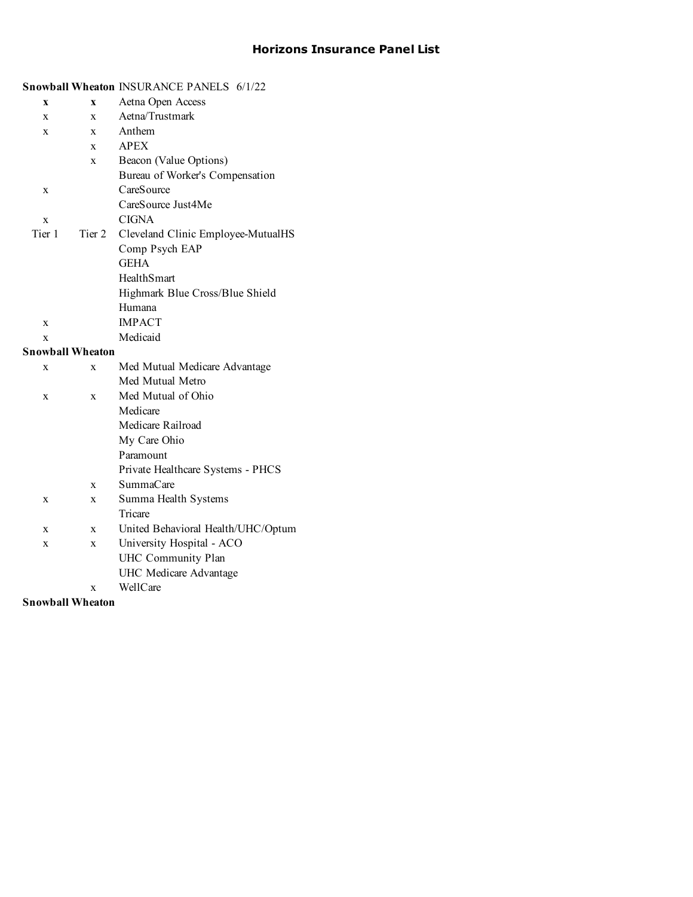# Horizons Insurance Panel List

| Snowball | Wheaton | INSURANCE PANELS 6/1/22 |
|---|---|---|
| **x** | **x** | Aetna Open Access |
| x | x | Aetna/Trustmark |
| x | x | Anthem |
| | x | APEX |
| | x | Beacon (Value Options) |
| | | Bureau of Worker's Compensation |
| x | | CareSource |
| | | CareSource Just4Me |
| x | | CIGNA |
| Tier 1 | Tier 2 | Cleveland Clinic Employee-MutualHS |
| | | Comp Psych EAP |
| | | GEHA |
| | | HealthSmart |
| | | Highmark Blue Cross/Blue Shield |
| | | Humana |
| x | | IMPACT |
| x | | Medicaid |
| **Snowball** | **Wheaton** | |
| x | x | Med Mutual Medicare Advantage |
| | | Med Mutual Metro |
| x | x | Med Mutual of Ohio |
| | | Medicare |
| | | Medicare Railroad |
| | | My Care Ohio |
| | | Paramount |
| | | Private Healthcare Systems - PHCS |
| | x | SummaCare |
| x | x | Summa Health Systems |
| | | Tricare |
| x | x | United Behavioral Health/UHC/Optum |
| x | x | University Hospital - ACO |
| | | UHC Community Plan |
| | | UHC Medicare Advantage |
| | x | WellCare |
| **Snowball** | **Wheaton** | |